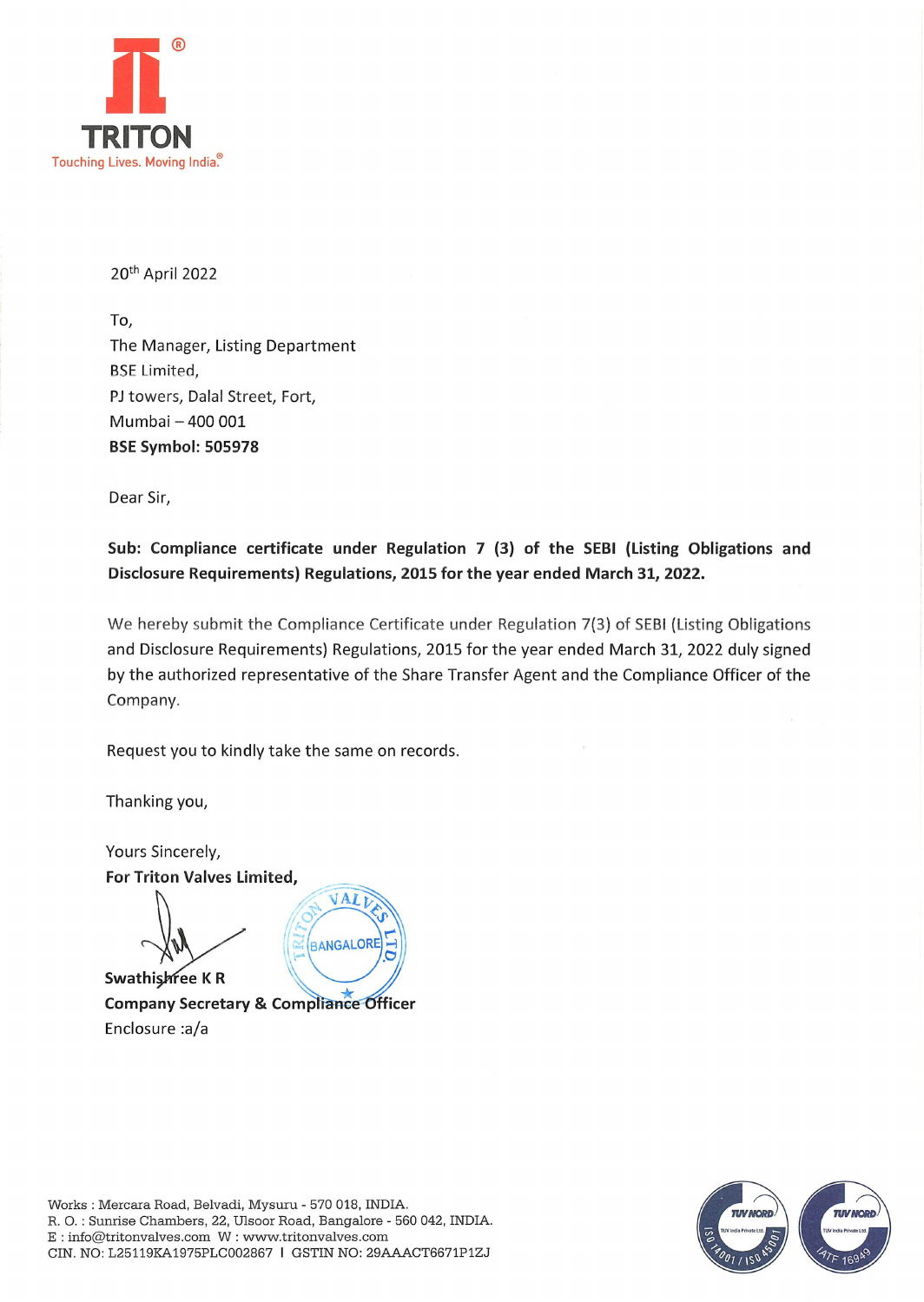TRITON

Touching Lives. Moving India.®

20th April 2022

To,
The Manager, Listing Department
BSE Limited,
PJ towers, Dalal Street, Fort,
Mumbai – 400 001
**BSE Symbol: 505978**

Dear Sir,

**Sub: Compliance certificate under Regulation 7 (3) of the SEBI (Listing Obligations and Disclosure Requirements) Regulations, 2015 for the year ended March 31, 2022.**

We hereby submit the Compliance Certificate under Regulation 7(3) of SEBI (Listing Obligations and Disclosure Requirements) Regulations, 2015 for the year ended March 31, 2022 duly signed by the authorized representative of the Share Transfer Agent and the Compliance Officer of the Company.

Request you to kindly take the same on records.

Thanking you,

Yours Sincerely,
**For Triton Valves Limited,**

**Swathishree K R**
**Company Secretary & Compliance Officer**
Enclosure :a/a

Works : Mercara Road, Belvadi, Mysuru - 570 018, INDIA.
R. O. : Sunrise Chambers, 22, Ulsoor Road, Bangalore - 560 042, INDIA.
E : info@tritonvalves.com W : www.tritonvalves.com
CIN. NO: L25119KA1975PLC002867 I GSTIN NO: 29AAACT6671P1ZJ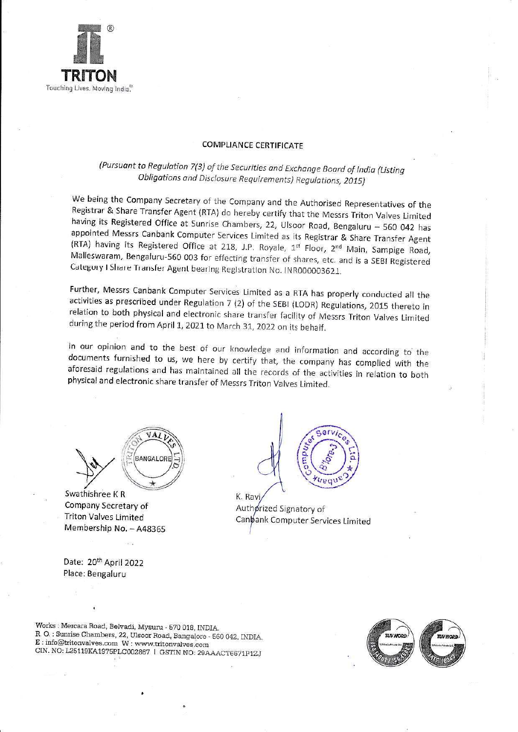TRITON

Touching Lives. Moving India.

## COMPLIANCE CERTIFICATE

*(Pursuant to Regulation 7(3) of the Securities and Exchange Board of India (Listing Obligations and Disclosure Requirements) Regulations, 2015)*

We being the Company Secretary of the Company and the Authorised Representatives of the Registrar & Share Transfer Agent (RTA) do hereby certify that the Messrs Triton Valves Limited having its Registered Office at Sunrise Chambers, 22, Ulsoor Road, Bengaluru – 560 042 has appointed Messrs Canbank Computer Services Limited as its Registrar & Share Transfer Agent (RTA) having its Registered Office at 218, J.P. Royale, 1st Floor, 2nd Main, Sampige Road, Malleswaram, Bengaluru-560 003 for effecting transfer of shares, etc. and is a SEBI Registered Category I Share Transfer Agent bearing Registration No. INR000003621.

Further, Messrs Canbank Computer Services Limited as a RTA has properly conducted all the activities as prescribed under Regulation 7 (2) of the SEBI (LODR) Regulations, 2015 thereto in relation to both physical and electronic share transfer facility of Messrs Triton Valves Limited during the period from April 1, 2021 to March 31, 2022 on its behalf.

In our opinion and to the best of our knowledge and information and according to the documents furnished to us, we here by certify that, the company has complied with the aforesaid regulations and has maintained all the records of the activities in relation to both physical and electronic share transfer of Messrs Triton Valves Limited.

Swathishree K R
Company Secretary of
Triton Valves Limited
Membership No. – A48365

K. Ravi
Authorized Signatory of
Canbank Computer Services Limited

Date: 20th April 2022
Place: Bengaluru

Works : Mercara Road, Belvadi, Mysuru - 570 018, INDIA.
R. O. : Sunrise Chambers, 22, Ulsoor Road, Bangalore - 560 042, INDIA.
E : info@tritonvalves.com W : www.tritonvalves.com
CIN. NO: L25119KA1975PLC002867 | GSTIN NO: 29AAACT6671P1ZJ